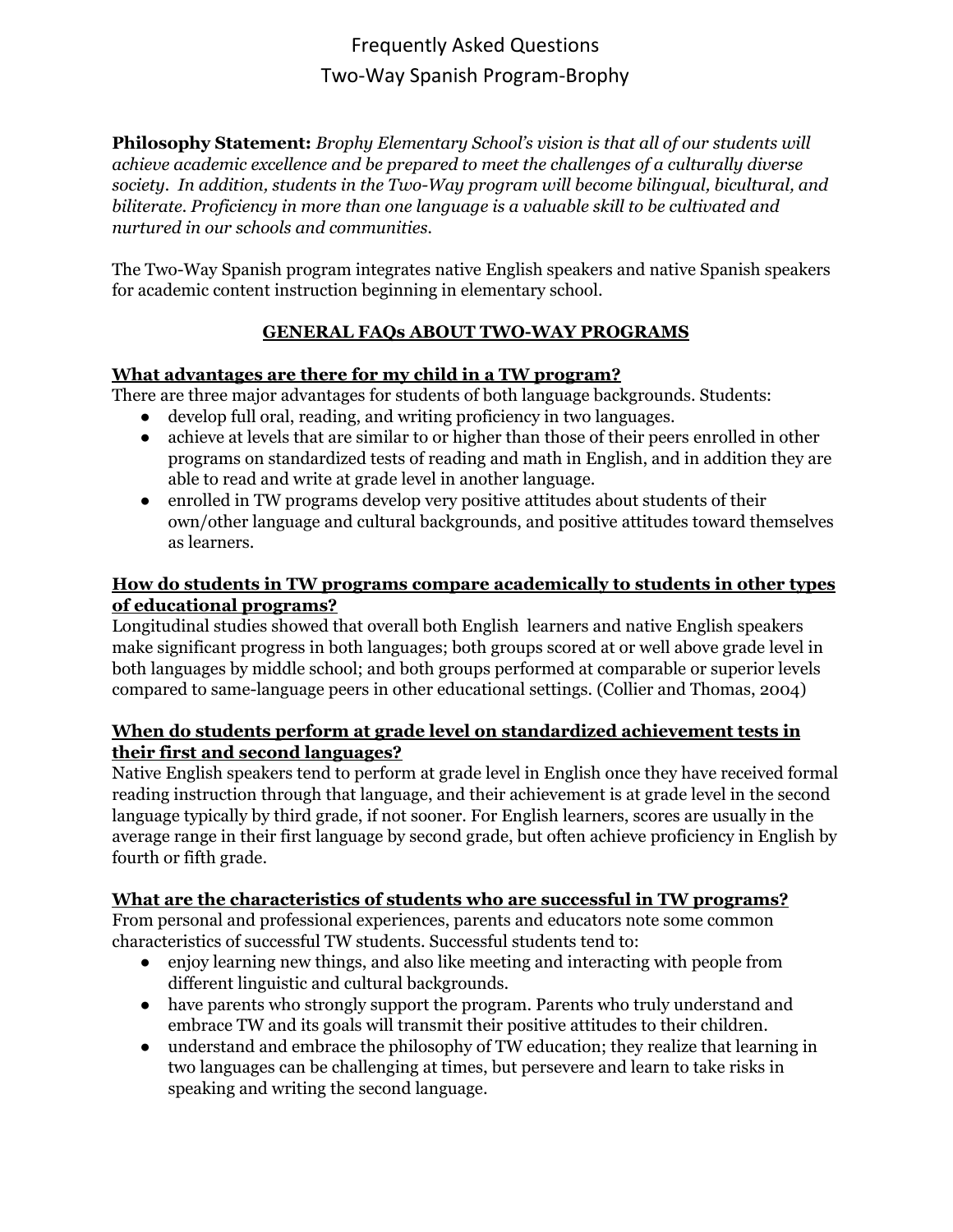# Frequently Asked Questions
# Two-Way Spanish Program-Brophy

**Philosophy Statement:** *Brophy Elementary School's vision is that all of our students will achieve academic excellence and be prepared to meet the challenges of a culturally diverse society. In addition, students in the Two-Way program will become bilingual, bicultural, and biliterate. Proficiency in more than one language is a valuable skill to be cultivated and nurtured in our schools and communities.*

The Two-Way Spanish program integrates native English speakers and native Spanish speakers for academic content instruction beginning in elementary school.

## GENERAL FAQs ABOUT TWO-WAY PROGRAMS

### What advantages are there for my child in a TW program?

There are three major advantages for students of both language backgrounds. Students:

- develop full oral, reading, and writing proficiency in two languages.
- achieve at levels that are similar to or higher than those of their peers enrolled in other programs on standardized tests of reading and math in English, and in addition they are able to read and write at grade level in another language.
- enrolled in TW programs develop very positive attitudes about students of their own/other language and cultural backgrounds, and positive attitudes toward themselves as learners.

### How do students in TW programs compare academically to students in other types of educational programs?

Longitudinal studies showed that overall both English learners and native English speakers make significant progress in both languages; both groups scored at or well above grade level in both languages by middle school; and both groups performed at comparable or superior levels compared to same-language peers in other educational settings. (Collier and Thomas, 2004)

### When do students perform at grade level on standardized achievement tests in their first and second languages?

Native English speakers tend to perform at grade level in English once they have received formal reading instruction through that language, and their achievement is at grade level in the second language typically by third grade, if not sooner. For English learners, scores are usually in the average range in their first language by second grade, but often achieve proficiency in English by fourth or fifth grade.

### What are the characteristics of students who are successful in TW programs?

From personal and professional experiences, parents and educators note some common characteristics of successful TW students. Successful students tend to:

- enjoy learning new things, and also like meeting and interacting with people from different linguistic and cultural backgrounds.
- have parents who strongly support the program. Parents who truly understand and embrace TW and its goals will transmit their positive attitudes to their children.
- understand and embrace the philosophy of TW education; they realize that learning in two languages can be challenging at times, but persevere and learn to take risks in speaking and writing the second language.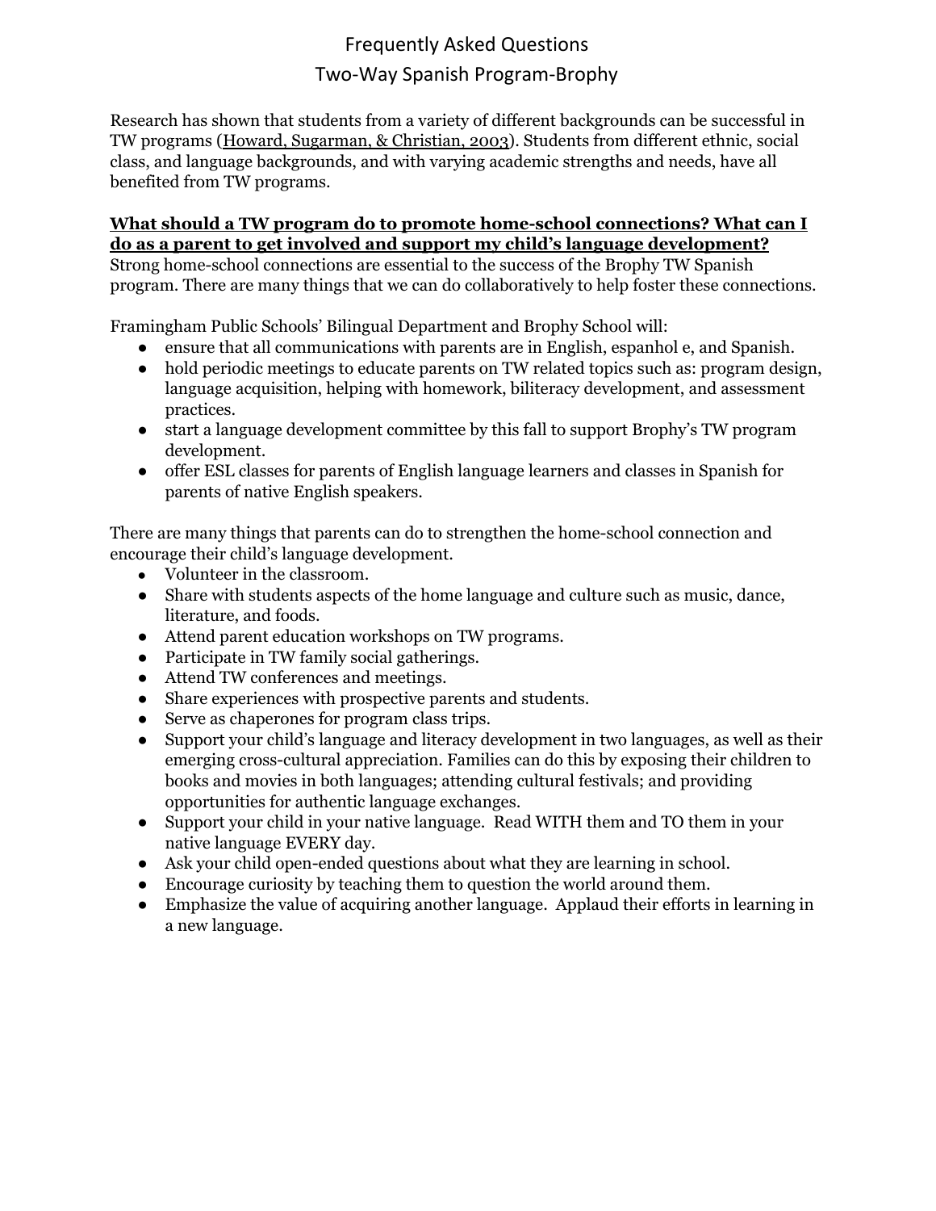# Frequently Asked Questions

## Two-Way Spanish Program-Brophy

Research has shown that students from a variety of different backgrounds can be successful in TW programs (Howard, Sugarman, & Christian, 2003). Students from different ethnic, social class, and language backgrounds, and with varying academic strengths and needs, have all benefited from TW programs.

**What should a TW program do to promote home-school connections? What can I do as a parent to get involved and support my child's language development?**

Strong home-school connections are essential to the success of the Brophy TW Spanish program. There are many things that we can do collaboratively to help foster these connections.

Framingham Public Schools' Bilingual Department and Brophy School will:

- ensure that all communications with parents are in English, espanhol e, and Spanish.
- hold periodic meetings to educate parents on TW related topics such as: program design, language acquisition, helping with homework, biliteracy development, and assessment practices.
- start a language development committee by this fall to support Brophy's TW program development.
- offer ESL classes for parents of English language learners and classes in Spanish for parents of native English speakers.

There are many things that parents can do to strengthen the home-school connection and encourage their child's language development.

- Volunteer in the classroom.
- Share with students aspects of the home language and culture such as music, dance, literature, and foods.
- Attend parent education workshops on TW programs.
- Participate in TW family social gatherings.
- Attend TW conferences and meetings.
- Share experiences with prospective parents and students.
- Serve as chaperones for program class trips.
- Support your child's language and literacy development in two languages, as well as their emerging cross-cultural appreciation. Families can do this by exposing their children to books and movies in both languages; attending cultural festivals; and providing opportunities for authentic language exchanges.
- Support your child in your native language. Read WITH them and TO them in your native language EVERY day.
- Ask your child open-ended questions about what they are learning in school.
- Encourage curiosity by teaching them to question the world around them.
- Emphasize the value of acquiring another language. Applaud their efforts in learning in a new language.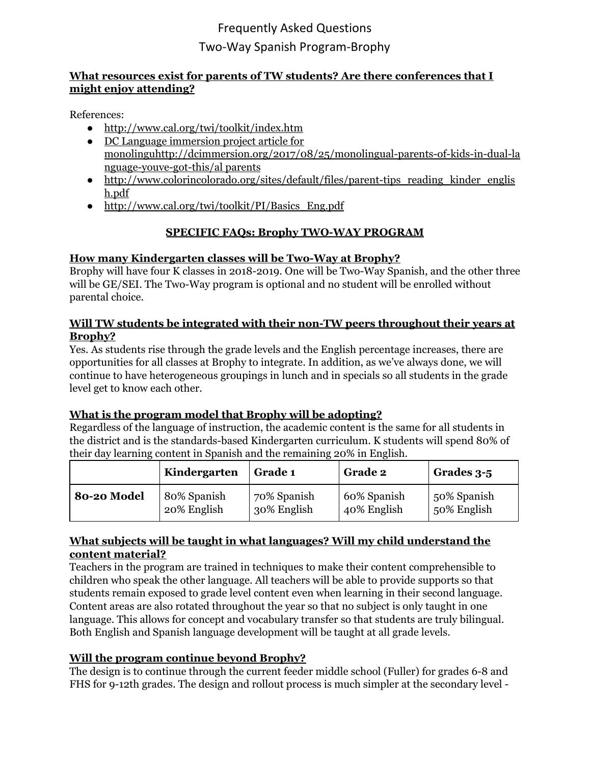# Frequently Asked Questions
## Two-Way Spanish Program-Brophy

**What resources exist for parents of TW students? Are there conferences that I might enjoy attending?**

References:

- http://www.cal.org/twi/toolkit/index.htm
- DC Language immersion project article for monolinguhttp://dcimmersion.org/2017/08/25/monolingual-parents-of-kids-in-dual-language-youve-got-this/al parents
- http://www.colorincolorado.org/sites/default/files/parent-tips_reading_kinder_english.pdf
- http://www.cal.org/twi/toolkit/PI/Basics_Eng.pdf

### SPECIFIC FAQs: Brophy TWO-WAY PROGRAM

**How many Kindergarten classes will be Two-Way at Brophy?**

Brophy will have four K classes in 2018-2019. One will be Two-Way Spanish, and the other three will be GE/SEI. The Two-Way program is optional and no student will be enrolled without parental choice.

**Will TW students be integrated with their non-TW peers throughout their years at Brophy?**

Yes. As students rise through the grade levels and the English percentage increases, there are opportunities for all classes at Brophy to integrate. In addition, as we've always done, we will continue to have heterogeneous groupings in lunch and in specials so all students in the grade level get to know each other.

**What is the program model that Brophy will be adopting?**

Regardless of the language of instruction, the academic content is the same for all students in the district and is the standards-based Kindergarten curriculum. K students will spend 80% of their day learning content in Spanish and the remaining 20% in English.

| | Kindergarten | Grade 1 | Grade 2 | Grades 3-5 |
|---|---|---|---|---|
| **80-20 Model** | 80% Spanish 20% English | 70% Spanish 30% English | 60% Spanish 40% English | 50% Spanish 50% English |

**What subjects will be taught in what languages? Will my child understand the content material?**

Teachers in the program are trained in techniques to make their content comprehensible to children who speak the other language. All teachers will be able to provide supports so that students remain exposed to grade level content even when learning in their second language. Content areas are also rotated throughout the year so that no subject is only taught in one language. This allows for concept and vocabulary transfer so that students are truly bilingual. Both English and Spanish language development will be taught at all grade levels.

**Will the program continue beyond Brophy?**

The design is to continue through the current feeder middle school (Fuller) for grades 6-8 and FHS for 9-12th grades. The design and rollout process is much simpler at the secondary level -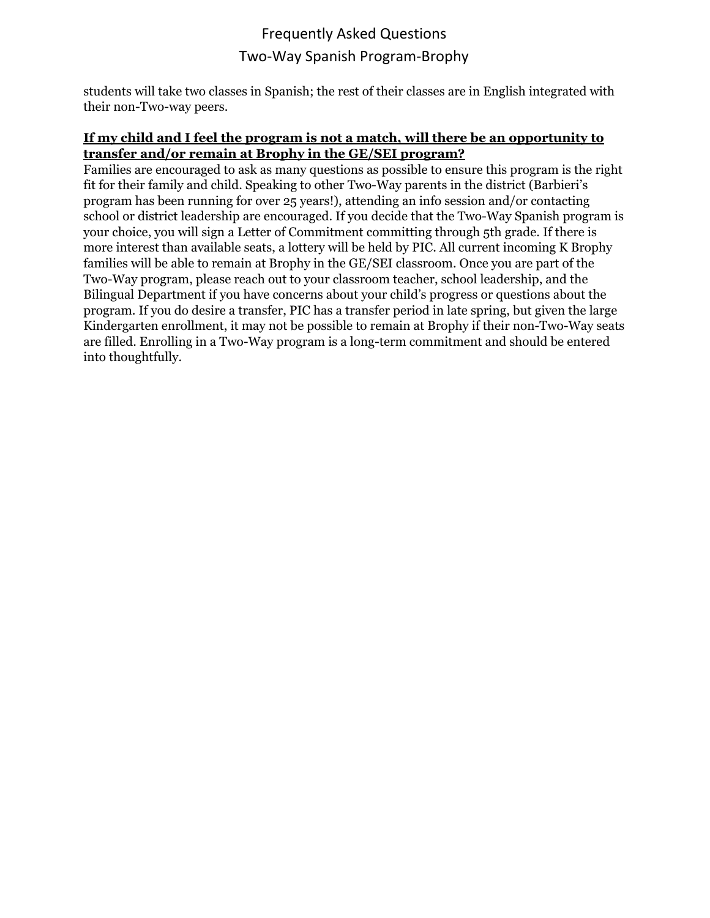students will take two classes in Spanish; the rest of their classes are in English integrated with their non-Two-way peers.

**If my child and I feel the program is not a match, will there be an opportunity to transfer and/or remain at Brophy in the GE/SEI program?**

Families are encouraged to ask as many questions as possible to ensure this program is the right fit for their family and child. Speaking to other Two-Way parents in the district (Barbieri's program has been running for over 25 years!), attending an info session and/or contacting school or district leadership are encouraged. If you decide that the Two-Way Spanish program is your choice, you will sign a Letter of Commitment committing through 5th grade. If there is more interest than available seats, a lottery will be held by PIC. All current incoming K Brophy families will be able to remain at Brophy in the GE/SEI classroom. Once you are part of the Two-Way program, please reach out to your classroom teacher, school leadership, and the Bilingual Department if you have concerns about your child's progress or questions about the program. If you do desire a transfer, PIC has a transfer period in late spring, but given the large Kindergarten enrollment, it may not be possible to remain at Brophy if their non-Two-Way seats are filled. Enrolling in a Two-Way program is a long-term commitment and should be entered into thoughtfully.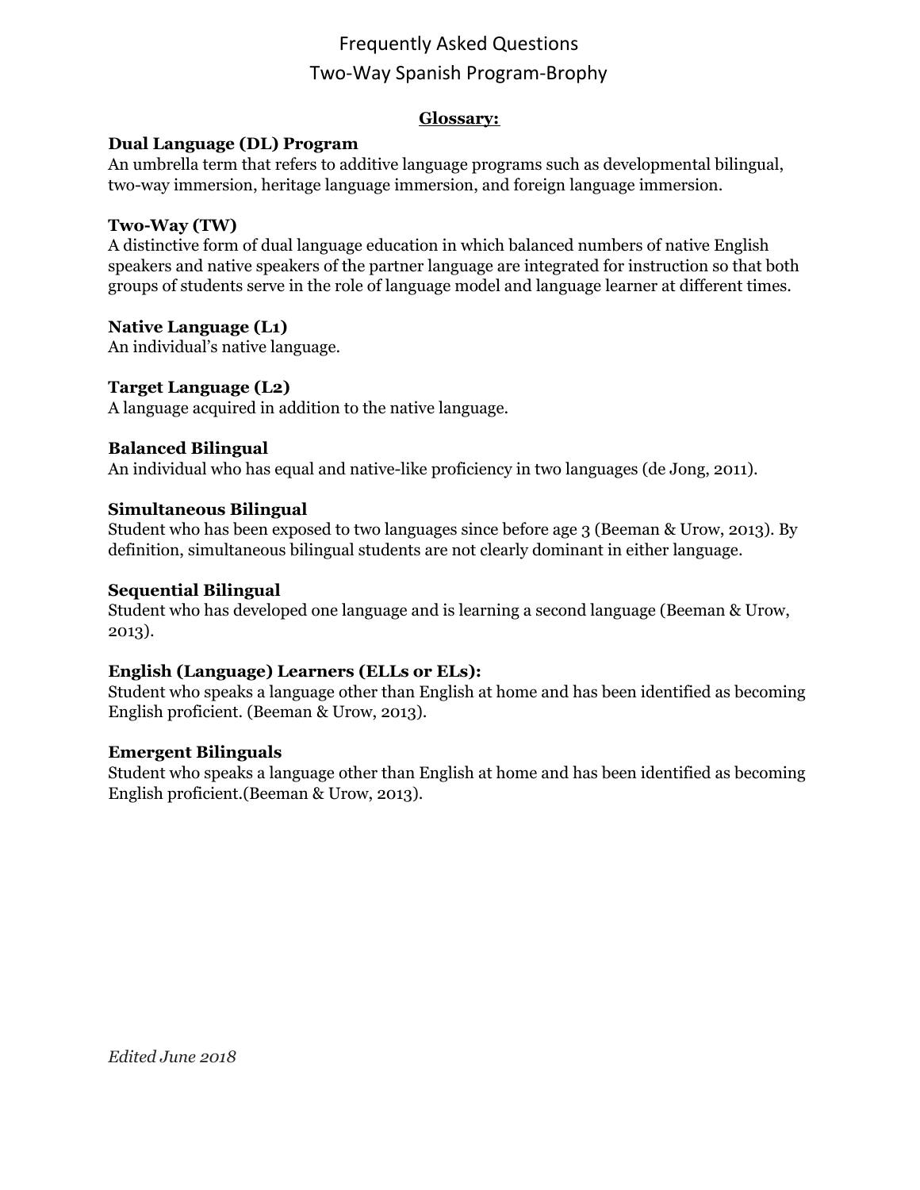# Frequently Asked Questions

## Two-Way Spanish Program-Brophy

### Glossary:

**Dual Language (DL) Program**
An umbrella term that refers to additive language programs such as developmental bilingual, two-way immersion, heritage language immersion, and foreign language immersion.

**Two-Way (TW)**
A distinctive form of dual language education in which balanced numbers of native English speakers and native speakers of the partner language are integrated for instruction so that both groups of students serve in the role of language model and language learner at different times.

**Native Language (L1)**
An individual's native language.

**Target Language (L2)**
A language acquired in addition to the native language.

**Balanced Bilingual**
An individual who has equal and native-like proficiency in two languages (de Jong, 2011).

**Simultaneous Bilingual**
Student who has been exposed to two languages since before age 3 (Beeman & Urow, 2013). By definition, simultaneous bilingual students are not clearly dominant in either language.

**Sequential Bilingual**
Student who has developed one language and is learning a second language (Beeman & Urow, 2013).

**English (Language) Learners (ELLs or ELs):**
Student who speaks a language other than English at home and has been identified as becoming English proficient. (Beeman & Urow, 2013).

**Emergent Bilinguals**
Student who speaks a language other than English at home and has been identified as becoming English proficient.(Beeman & Urow, 2013).

*Edited June 2018*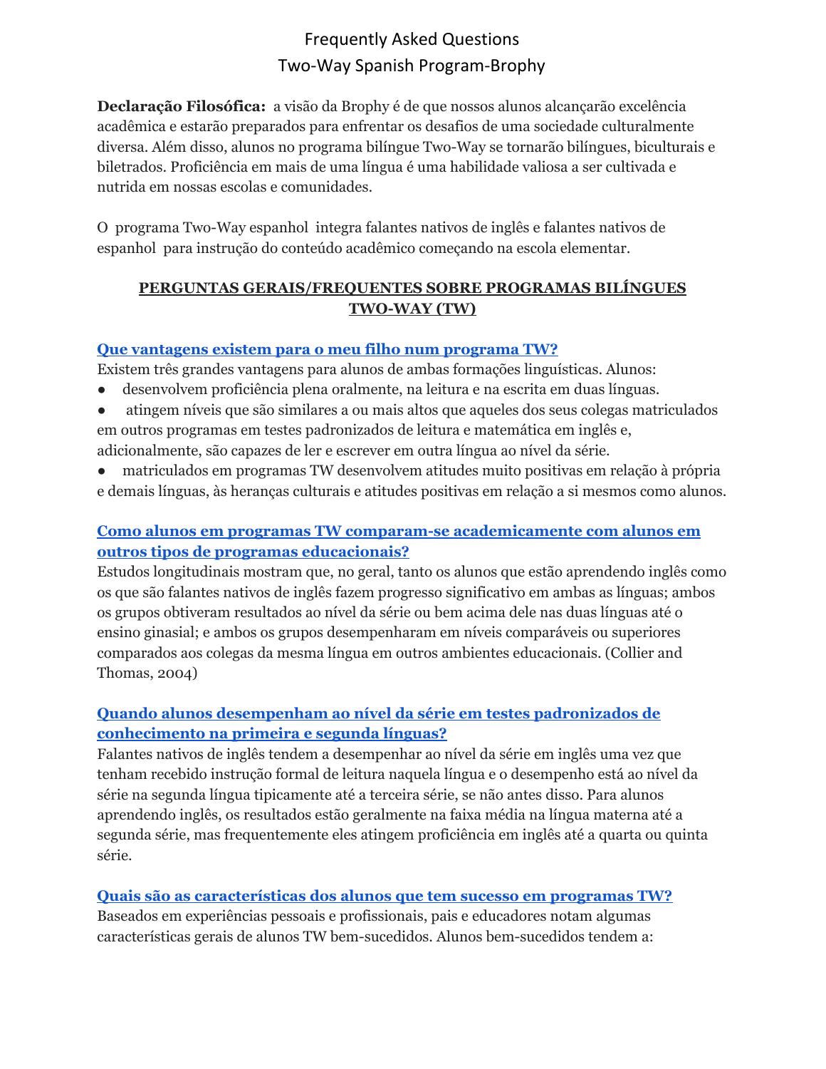# Frequently Asked Questions
## Two-Way Spanish Program-Brophy

**Declaração Filosófica:** a visão da Brophy é de que nossos alunos alcançarão excelência acadêmica e estarão preparados para enfrentar os desafios de uma sociedade culturalmente diversa. Além disso, alunos no programa bilíngue Two-Way se tornarão bilíngues, biculturais e biletrados. Proficiência em mais de uma língua é uma habilidade valiosa a ser cultivada e nutrida em nossas escolas e comunidades.

O programa Two-Way espanhol integra falantes nativos de inglês e falantes nativos de espanhol para instrução do conteúdo acadêmico começando na escola elementar.

## PERGUNTAS GERAIS/FREQUENTES SOBRE PROGRAMAS BILÍNGUES TWO-WAY (TW)

### Que vantagens existem para o meu filho num programa TW?

Existem três grandes vantagens para alunos de ambas formações linguísticas. Alunos:

- desenvolvem proficiência plena oralmente, na leitura e na escrita em duas línguas.
- atingem níveis que são similares a ou mais altos que aqueles dos seus colegas matriculados em outros programas em testes padronizados de leitura e matemática em inglês e, adicionalmente, são capazes de ler e escrever em outra língua ao nível da série.
- matriculados em programas TW desenvolvem atitudes muito positivas em relação à própria e demais línguas, às heranças culturais e atitudes positivas em relação a si mesmos como alunos.

### Como alunos em programas TW comparam-se academicamente com alunos em outros tipos de programas educacionais?

Estudos longitudinais mostram que, no geral, tanto os alunos que estão aprendendo inglês como os que são falantes nativos de inglês fazem progresso significativo em ambas as línguas; ambos os grupos obtiveram resultados ao nível da série ou bem acima dele nas duas línguas até o ensino ginasial; e ambos os grupos desempenharam em níveis comparáveis ou superiores comparados aos colegas da mesma língua em outros ambientes educacionais. (Collier and Thomas, 2004)

### Quando alunos desempenham ao nível da série em testes padronizados de conhecimento na primeira e segunda línguas?

Falantes nativos de inglês tendem a desempenhar ao nível da série em inglês uma vez que tenham recebido instrução formal de leitura naquela língua e o desempenho está ao nível da série na segunda língua tipicamente até a terceira série, se não antes disso. Para alunos aprendendo inglês, os resultados estão geralmente na faixa média na língua materna até a segunda série, mas frequentemente eles atingem proficiência em inglês até a quarta ou quinta série.

### Quais são as características dos alunos que tem sucesso em programas TW?

Baseados em experiências pessoais e profissionais, pais e educadores notam algumas características gerais de alunos TW bem-sucedidos. Alunos bem-sucedidos tendem a: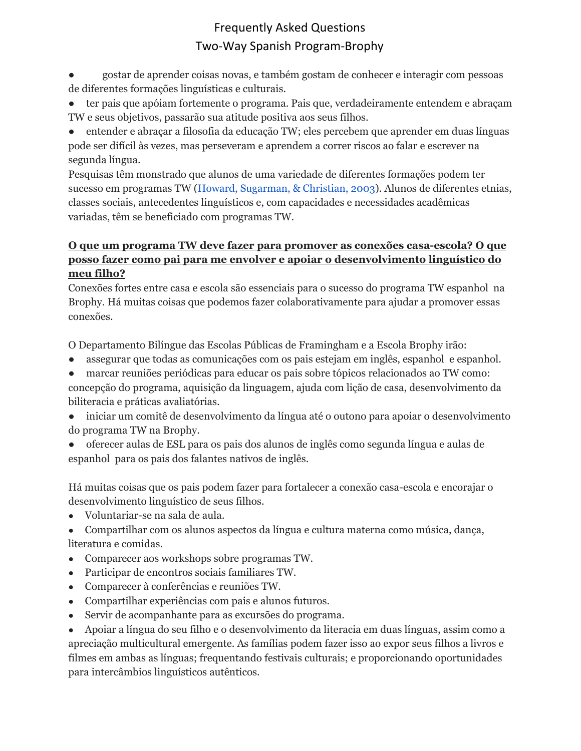- gostar de aprender coisas novas, e também gostam de conhecer e interagir com pessoas de diferentes formações linguísticas e culturais.
- ter pais que apóiam fortemente o programa. Pais que, verdadeiramente entendem e abraçam TW e seus objetivos, passarão sua atitude positiva aos seus filhos.
- entender e abraçar a filosofia da educação TW; eles percebem que aprender em duas línguas pode ser difícil às vezes, mas perseveram e aprendem a correr riscos ao falar e escrever na segunda língua.

Pesquisas têm monstrado que alunos de uma variedade de diferentes formações podem ter sucesso em programas TW (Howard, Sugarman, & Christian, 2003). Alunos de diferentes etnias, classes sociais, antecedentes linguísticos e, com capacidades e necessidades acadêmicas variadas, têm se beneficiado com programas TW.

**O que um programa TW deve fazer para promover as conexões casa-escola? O que posso fazer como pai para me envolver e apoiar o desenvolvimento linguístico do meu filho?**

Conexões fortes entre casa e escola são essenciais para o sucesso do programa TW espanhol na Brophy. Há muitas coisas que podemos fazer colaborativamente para ajudar a promover essas conexões.

O Departamento Bilíngue das Escolas Públicas de Framingham e a Escola Brophy irão:

- assegurar que todas as comunicações com os pais estejam em inglês, espanhol e espanhol.
- marcar reuniões periódicas para educar os pais sobre tópicos relacionados ao TW como: concepção do programa, aquisição da linguagem, ajuda com lição de casa, desenvolvimento da biliteracia e práticas avaliatórias.
- iniciar um comitê de desenvolvimento da língua até o outono para apoiar o desenvolvimento do programa TW na Brophy.
- oferecer aulas de ESL para os pais dos alunos de inglês como segunda língua e aulas de espanhol para os pais dos falantes nativos de inglês.

Há muitas coisas que os pais podem fazer para fortalecer a conexão casa-escola e encorajar o desenvolvimento linguístico de seus filhos.

- Voluntariar-se na sala de aula.
- Compartilhar com os alunos aspectos da língua e cultura materna como música, dança, literatura e comidas.
- Comparecer aos workshops sobre programas TW.
- Participar de encontros sociais familiares TW.
- Comparecer à conferências e reuniões TW.
- Compartilhar experiências com pais e alunos futuros.
- Servir de acompanhante para as excursões do programa.
- Apoiar a língua do seu filho e o desenvolvimento da literacia em duas línguas, assim como a apreciação multicultural emergente. As famílias podem fazer isso ao expor seus filhos a livros e filmes em ambas as línguas; frequentando festivais culturais; e proporcionando oportunidades para intercâmbios linguísticos autênticos.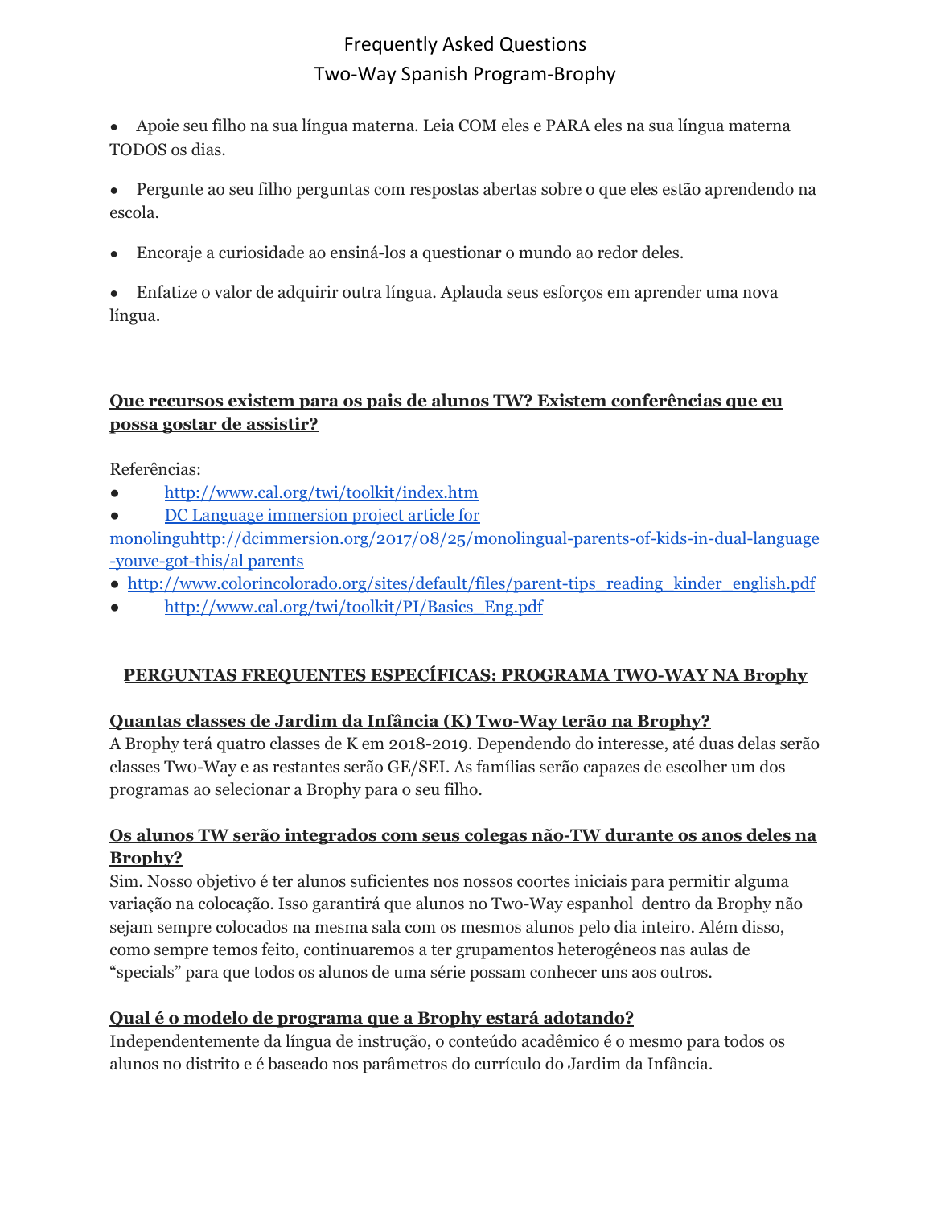- Apoie seu filho na sua língua materna. Leia COM eles e PARA eles na sua língua materna TODOS os dias.

- Pergunte ao seu filho perguntas com respostas abertas sobre o que eles estão aprendendo na escola.

- Encoraje a curiosidade ao ensiná-los a questionar o mundo ao redor deles.

- Enfatize o valor de adquirir outra língua. Aplauda seus esforços em aprender uma nova língua.

**Que recursos existem para os pais de alunos TW? Existem conferências que eu possa gostar de assistir?**

Referências:

- http://www.cal.org/twi/toolkit/index.htm
- DC Language immersion project article for monolinguhttp://dcimmersion.org/2017/08/25/monolingual-parents-of-kids-in-dual-language-youve-got-this/al parents
- http://www.colorincolorado.org/sites/default/files/parent-tips_reading_kinder_english.pdf
- http://www.cal.org/twi/toolkit/PI/Basics_Eng.pdf

## PERGUNTAS FREQUENTES ESPECÍFICAS: PROGRAMA TWO-WAY NA Brophy

**Quantas classes de Jardim da Infância (K) Two-Way terão na Brophy?**

A Brophy terá quatro classes de K em 2018-2019. Dependendo do interesse, até duas delas serão classes Two-Way e as restantes serão GE/SEI. As famílias serão capazes de escolher um dos programas ao selecionar a Brophy para o seu filho.

**Os alunos TW serão integrados com seus colegas não-TW durante os anos deles na Brophy?**

Sim. Nosso objetivo é ter alunos suficientes nos nossos coortes iniciais para permitir alguma variação na colocação. Isso garantirá que alunos no Two-Way espanhol dentro da Brophy não sejam sempre colocados na mesma sala com os mesmos alunos pelo dia inteiro. Além disso, como sempre temos feito, continuaremos a ter grupamentos heterogêneos nas aulas de "specials" para que todos os alunos de uma série possam conhecer uns aos outros.

**Qual é o modelo de programa que a Brophy estará adotando?**

Independentemente da língua de instrução, o conteúdo acadêmico é o mesmo para todos os alunos no distrito e é baseado nos parâmetros do currículo do Jardim da Infância.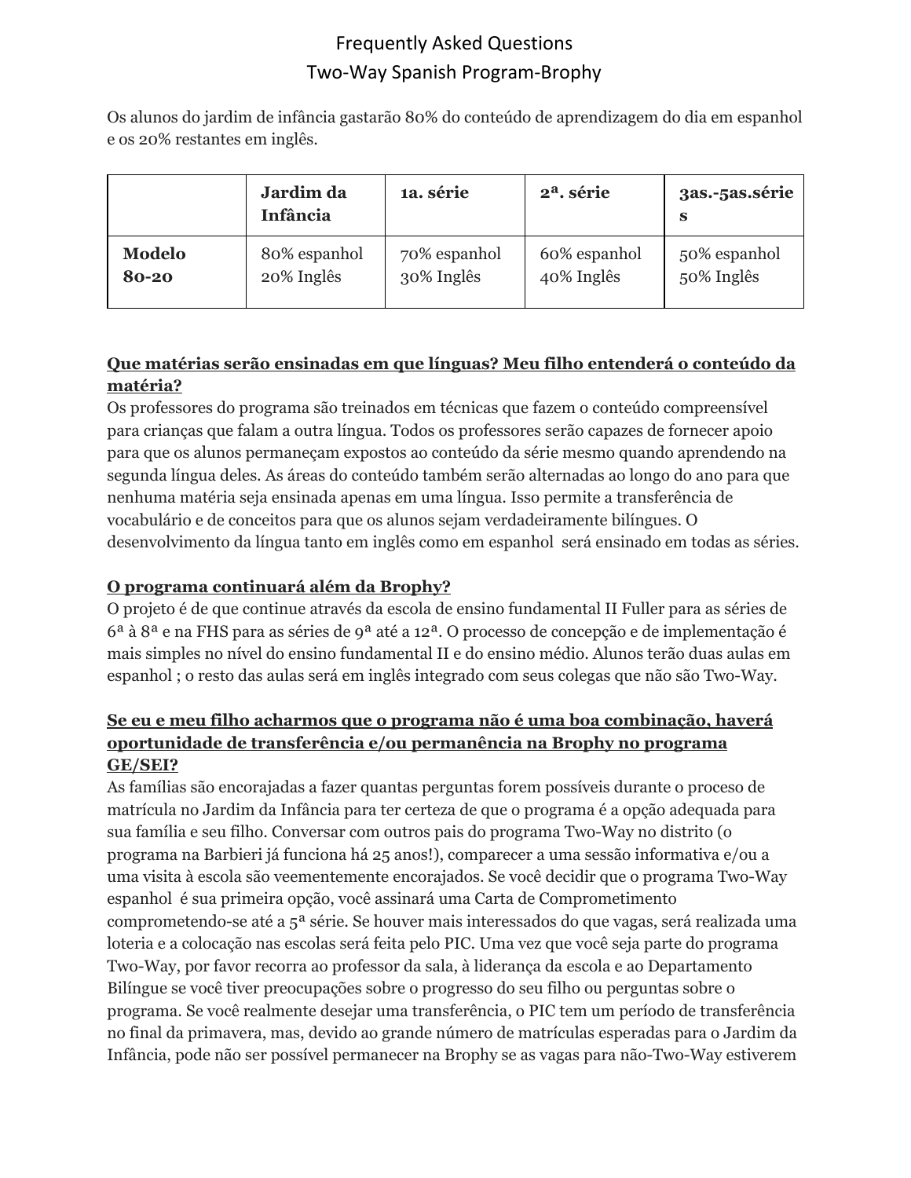# Frequently Asked Questions

## Two-Way Spanish Program-Brophy

Os alunos do jardim de infância gastarão 80% do conteúdo de aprendizagem do dia em espanhol e os 20% restantes em inglês.

| | **Jardim da Infância** | **1a. série** | **2ª. série** | **3as.-5as.séries** |
|---|---|---|---|---|
| **Modelo 80-20** | 80% espanhol 20% Inglês | 70% espanhol 30% Inglês | 60% espanhol 40% Inglês | 50% espanhol 50% Inglês |

**Que matérias serão ensinadas em que línguas? Meu filho entenderá o conteúdo da matéria?**

Os professores do programa são treinados em técnicas que fazem o conteúdo compreensível para crianças que falam a outra língua. Todos os professores serão capazes de fornecer apoio para que os alunos permaneçam expostos ao conteúdo da série mesmo quando aprendendo na segunda língua deles. As áreas do conteúdo também serão alternadas ao longo do ano para que nenhuma matéria seja ensinada apenas em uma língua. Isso permite a transferência de vocabulário e de conceitos para que os alunos sejam verdadeiramente bilíngues. O desenvolvimento da língua tanto em inglês como em espanhol será ensinado em todas as séries.

**O programa continuará além da Brophy?**

O projeto é de que continue através da escola de ensino fundamental II Fuller para as séries de 6ª à 8ª e na FHS para as séries de 9ª até a 12ª. O processo de concepção e de implementação é mais simples no nível do ensino fundamental II e do ensino médio. Alunos terão duas aulas em espanhol ; o resto das aulas será em inglês integrado com seus colegas que não são Two-Way.

**Se eu e meu filho acharmos que o programa não é uma boa combinação, haverá oportunidade de transferência e/ou permanência na Brophy no programa GE/SEI?**

As famílias são encorajadas a fazer quantas perguntas forem possíveis durante o proceso de matrícula no Jardim da Infância para ter certeza de que o programa é a opção adequada para sua família e seu filho. Conversar com outros pais do programa Two-Way no distrito (o programa na Barbieri já funciona há 25 anos!), comparecer a uma sessão informativa e/ou a uma visita à escola são veementemente encorajados. Se você decidir que o programa Two-Way espanhol é sua primeira opção, você assinará uma Carta de Comprometimento comprometendo-se até a 5ª série. Se houver mais interessados do que vagas, será realizada uma loteria e a colocação nas escolas será feita pelo PIC. Uma vez que você seja parte do programa Two-Way, por favor recorra ao professor da sala, à liderança da escola e ao Departamento Bilíngue se você tiver preocupações sobre o progresso do seu filho ou perguntas sobre o programa. Se você realmente desejar uma transferência, o PIC tem um período de transferência no final da primavera, mas, devido ao grande número de matrículas esperadas para o Jardim da Infância, pode não ser possível permanecer na Brophy se as vagas para não-Two-Way estiverem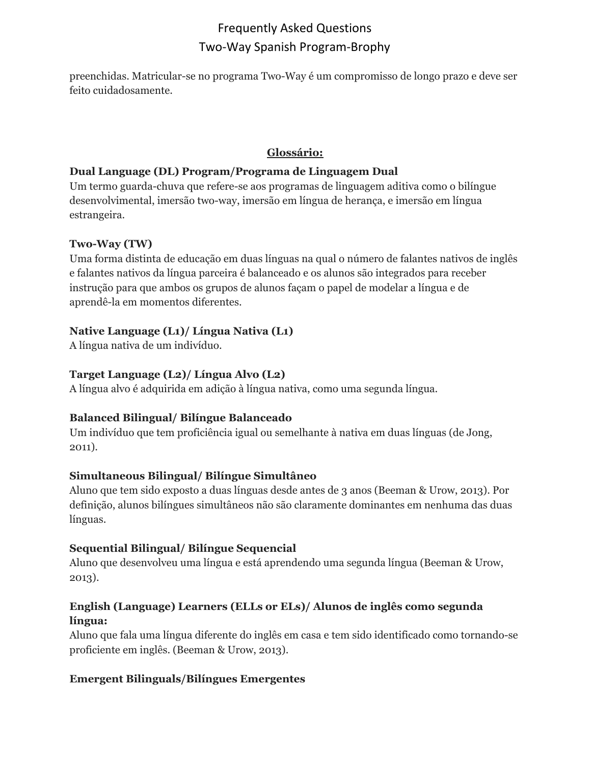preenchidas. Matricular-se no programa Two-Way é um compromisso de longo prazo e deve ser feito cuidadosamente.

## Glossário:

**Dual Language (DL) Program/Programa de Linguagem Dual**
Um termo guarda-chuva que refere-se aos programas de linguagem aditiva como o bilíngue desenvolvimental, imersão two-way, imersão em língua de herança, e imersão em língua estrangeira.

**Two-Way (TW)**
Uma forma distinta de educação em duas línguas na qual o número de falantes nativos de inglês e falantes nativos da língua parceira é balanceado e os alunos são integrados para receber instrução para que ambos os grupos de alunos façam o papel de modelar a língua e de aprendê-la em momentos diferentes.

**Native Language (L1)/ Língua Nativa (L1)**
A língua nativa de um indivíduo.

**Target Language (L2)/ Língua Alvo (L2)**
A língua alvo é adquirida em adição à língua nativa, como uma segunda língua.

**Balanced Bilingual/ Bilíngue Balanceado**
Um indivíduo que tem proficiência igual ou semelhante à nativa em duas línguas (de Jong, 2011).

**Simultaneous Bilingual/ Bilíngue Simultâneo**
Aluno que tem sido exposto a duas línguas desde antes de 3 anos (Beeman & Urow, 2013). Por definição, alunos bilíngues simultâneos não são claramente dominantes em nenhuma das duas línguas.

**Sequential Bilingual/ Bilíngue Sequencial**
Aluno que desenvolveu uma língua e está aprendendo uma segunda língua (Beeman & Urow, 2013).

**English (Language) Learners (ELLs or ELs)/ Alunos de inglês como segunda língua:**
Aluno que fala uma língua diferente do inglês em casa e tem sido identificado como tornando-se proficiente em inglês. (Beeman & Urow, 2013).

**Emergent Bilinguals/Bilíngues Emergentes**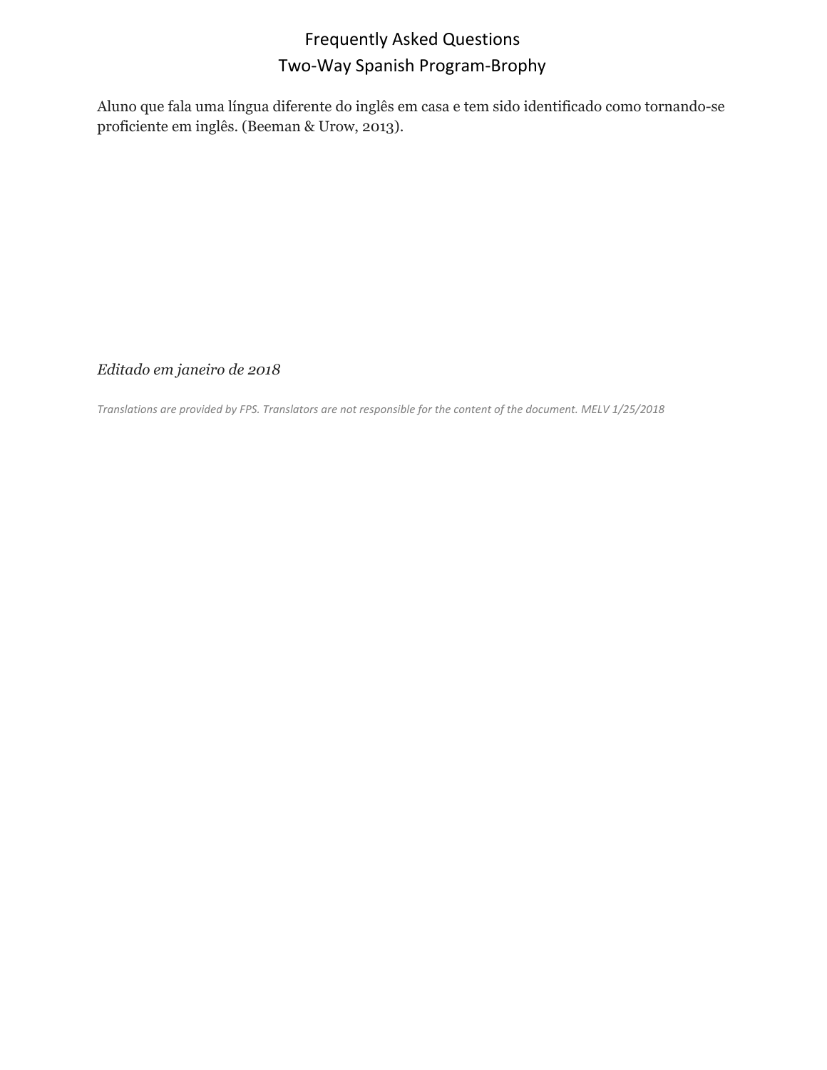Aluno que fala uma língua diferente do inglês em casa e tem sido identificado como tornando-se proficiente em inglês. (Beeman & Urow, 2013).

*Editado em janeiro de 2018*

*Translations are provided by FPS. Translators are not responsible for the content of the document. MELV 1/25/2018*